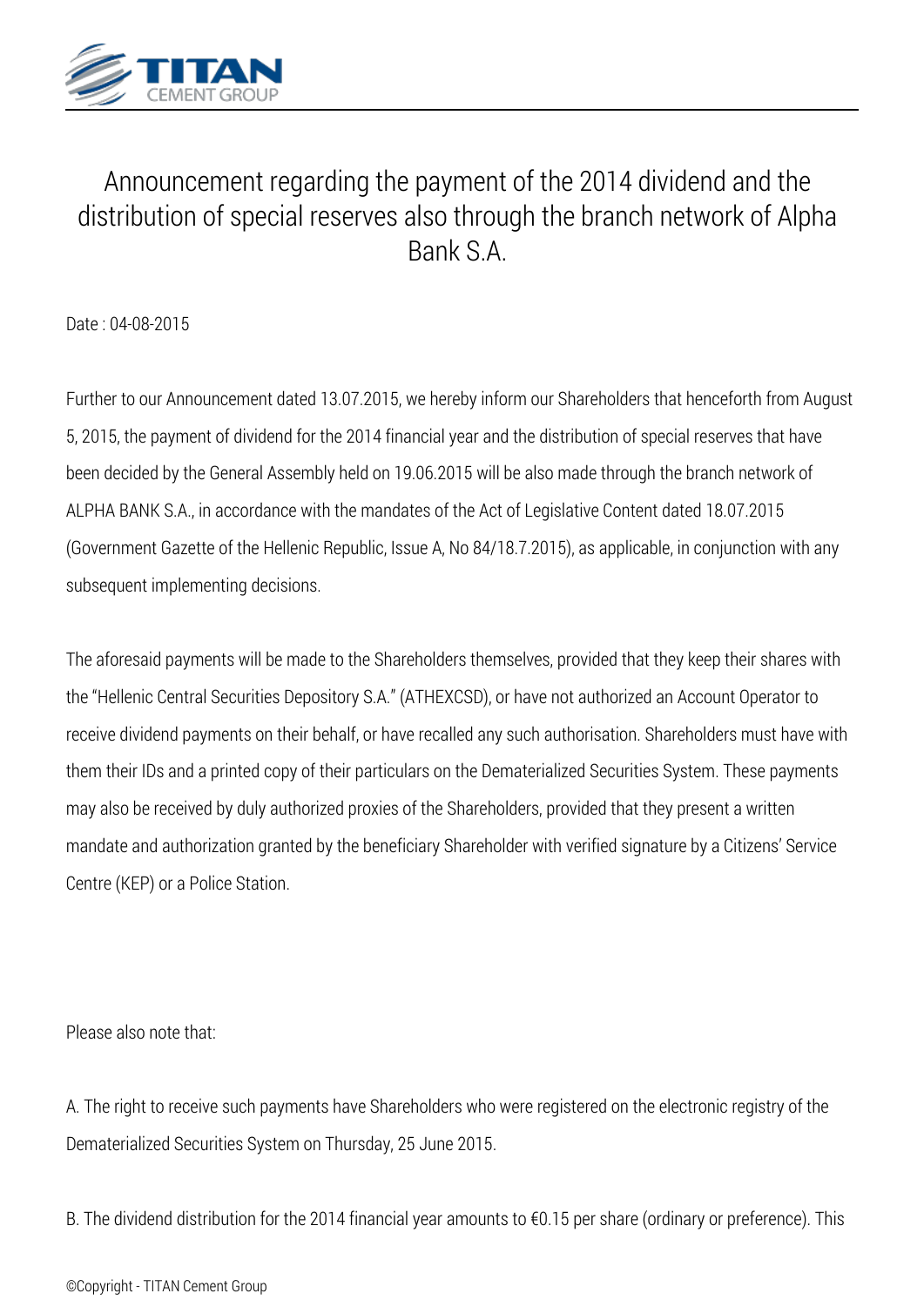# Announcement regarding the payment of the 2014 dividend and the distribution of special reserves also through the branch network of Alpha Bank S.A.

Date : 04-08-2015

Further to our Announcement dated 13.07.2015, we hereby inform our Shareholders that henceforth from August 5, 2015, the payment of dividend for the 2014 financial year and the distribution of special reserves that have been decided by the General Assembly held on 19.06.2015 will be also made through the branch network of ALPHA BANK S.A., in accordance with the mandates of the Act of Legislative Content dated 18.07.2015 (Government Gazette of the Hellenic Republic, Issue A, No 84/18.7.2015), as applicable, in conjunction with any subsequent implementing decisions.

The aforesaid payments will be made to the Shareholders themselves, provided that they keep their shares with the "Hellenic Central Securities Depository S.A." (ATHEXCSD), or have not authorized an Account Operator to receive dividend payments on their behalf, or have recalled any such authorisation. Shareholders must have with them their IDs and a printed copy of their particulars on the Dematerialized Securities System. These payments may also be received by duly authorized proxies of the Shareholders, provided that they present a written mandate and authorization granted by the beneficiary Shareholder with verified signature by a Citizens' Service Centre (KEP) or a Police Station.

Please also note that:

A. The right to receive such payments have Shareholders who were registered on the electronic registry of the Dematerialized Securities System on Thursday, 25 June 2015.

B. The dividend distribution for the 2014 financial year amounts to €0.15 per share (ordinary or preference). This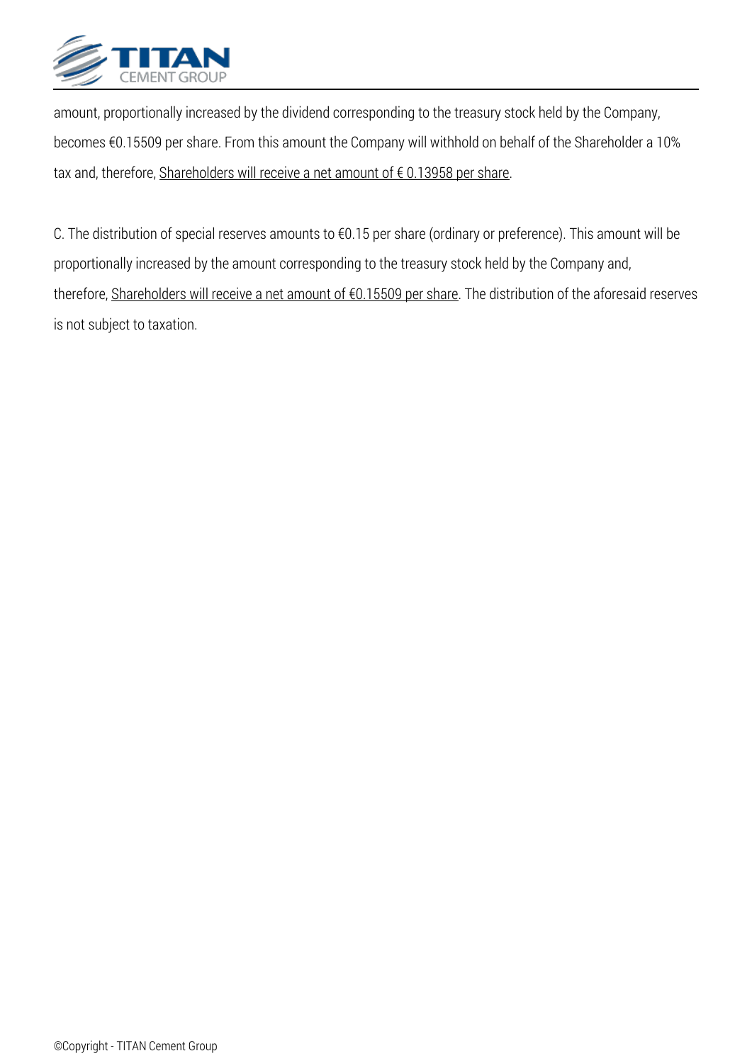amount, proportionally increased by the dividend corresponding to the treasury stock held by the Company, becomes €0.15509 per share. From this amount the Company will withhold on behalf of the Shareholder a 10% tax and, therefore, <u>Shareholders will receive a net amount of € 0.13958 per share</u>.

C. The distribution of special reserves amounts to €0.15 per share (ordinary or preference). This amount will be proportionally increased by the amount corresponding to the treasury stock held by the Company and, therefore, <u>Shareholders will receive a net amount of €0.15509 per share</u>. The distribution of the aforesaid reserves is not subject to taxation.